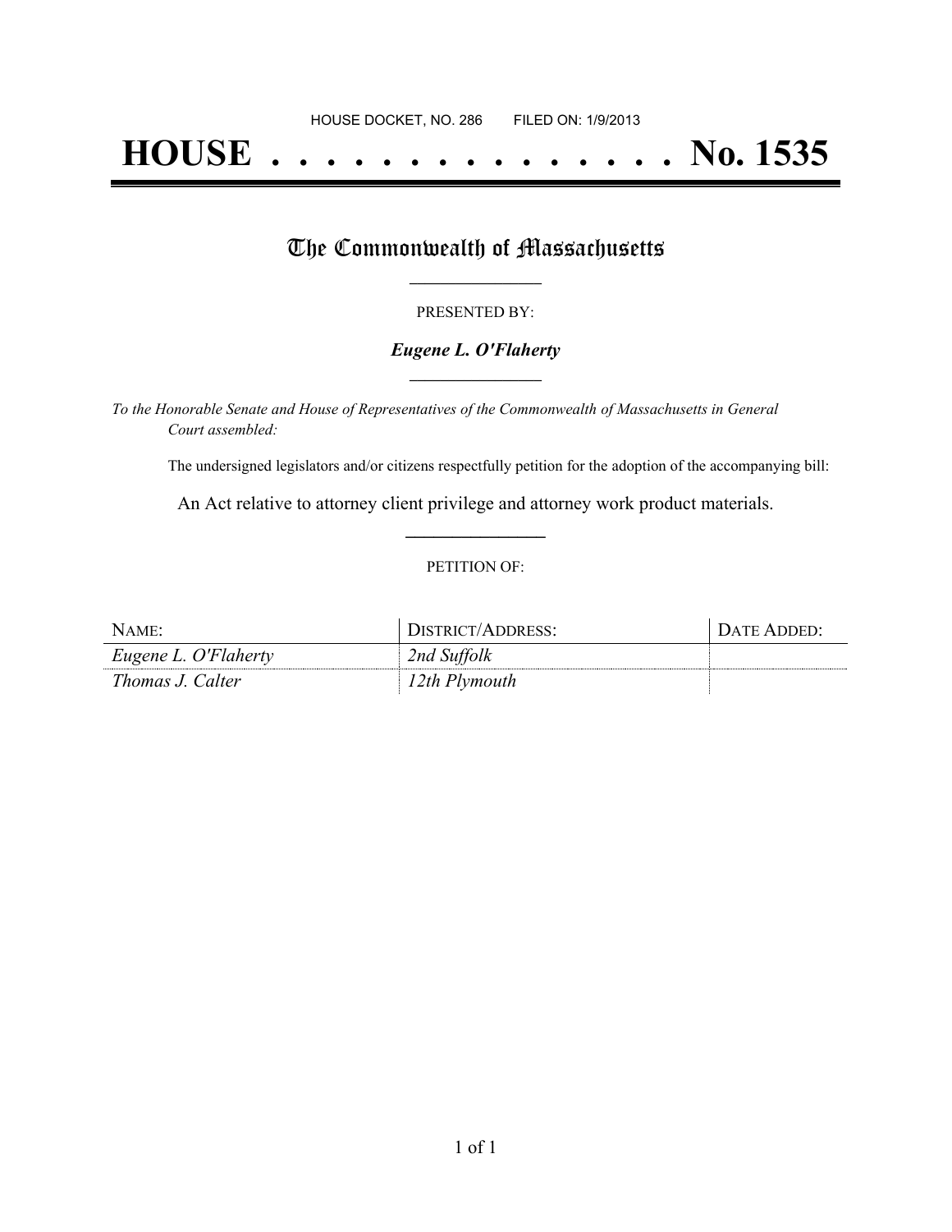HOUSE DOCKET, NO. 286        FILED ON: 1/9/2013

# HOUSE . . . . . . . . . . . . . . . No. 1535

## The Commonwealth of Massachusetts

PRESENTED BY:

***Eugene L. O'Flaherty***

*To the Honorable Senate and House of Representatives of the Commonwealth of Massachusetts in General Court assembled:*

The undersigned legislators and/or citizens respectfully petition for the adoption of the accompanying bill:

An Act relative to attorney client privilege and attorney work product materials.

PETITION OF:

| NAME: | DISTRICT/ADDRESS: | DATE ADDED: |
| --- | --- | --- |
| *Eugene L. O'Flaherty* | *2nd Suffolk* | |
| *Thomas J. Calter* | *12th Plymouth* | |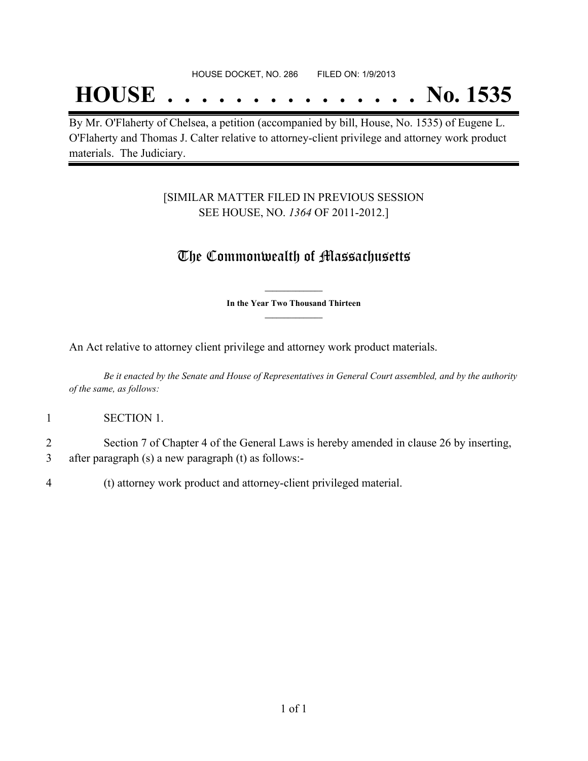HOUSE DOCKET, NO. 286 FILED ON: 1/9/2013

# HOUSE . . . . . . . . . . . . . . . No. 1535

By Mr. O'Flaherty of Chelsea, a petition (accompanied by bill, House, No. 1535) of Eugene L. O'Flaherty and Thomas J. Calter relative to attorney-client privilege and attorney work product materials. The Judiciary.

[SIMILAR MATTER FILED IN PREVIOUS SESSION SEE HOUSE, NO. *1364* OF 2011-2012.]

## The Commonwealth of Massachusetts

**In the Year Two Thousand Thirteen**

An Act relative to attorney client privilege and attorney work product materials.

*Be it enacted by the Senate and House of Representatives in General Court assembled, and by the authority of the same, as follows:*

1 SECTION 1.

2 Section 7 of Chapter 4 of the General Laws is hereby amended in clause 26 by inserting,
3 after paragraph (s) a new paragraph (t) as follows:-

4 (t) attorney work product and attorney-client privileged material.